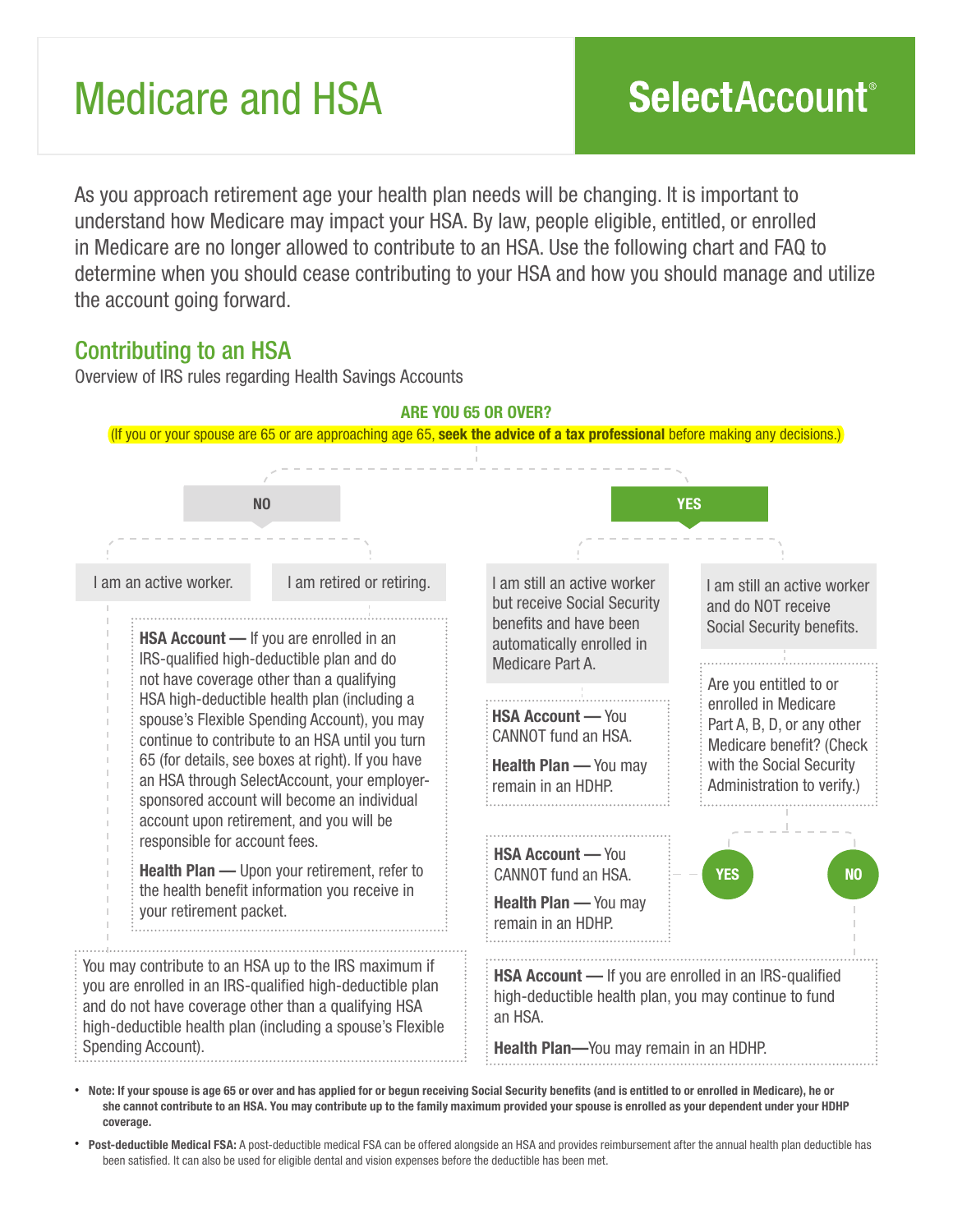# Medicare and HSA

**SelectAccount®**

As you approach retirement age your health plan needs will be changing. It is important to understand how Medicare may impact your HSA. By law, people eligible, entitled, or enrolled in Medicare are no longer allowed to contribute to an HSA. Use the following chart and FAQ to determine when you should cease contributing to your HSA and how you should manage and utilize the account going forward.

## Contributing to an HSA

Overview of IRS rules regarding Health Savings Accounts

**ARE YOU 65 OR OVER?**

(If you or your spouse are 65 or are approaching age 65, **seek the advice of a tax professional** before making any decisions.)

### NO

**I am an active worker.**

**I am retired or retiring.**

**HSA Account —** If you are enrolled in an IRS-qualified high-deductible plan and do not have coverage other than a qualifying HSA high-deductible health plan (including a spouse's Flexible Spending Account), you may continue to contribute to an HSA until you turn 65 (for details, see boxes at right). If you have an HSA through SelectAccount, your employer-sponsored account will become an individual account upon retirement, and you will be responsible for account fees.

**Health Plan —** Upon your retirement, refer to the health benefit information you receive in your retirement packet.

You may contribute to an HSA up to the IRS maximum if you are enrolled in an IRS-qualified high-deductible plan and do not have coverage other than a qualifying HSA high-deductible health plan (including a spouse's Flexible Spending Account).

### YES

**I am still an active worker but receive Social Security benefits and have been automatically enrolled in Medicare Part A.**

**HSA Account —** You CANNOT fund an HSA.

**Health Plan —** You may remain in an HDHP.

**I am still an active worker and do NOT receive Social Security benefits.**

Are you entitled to or enrolled in Medicare Part A, B, D, or any other Medicare benefit? (Check with the Social Security Administration to verify.)

- **YES:**

  **HSA Account —** You CANNOT fund an HSA.

  **Health Plan —** You may remain in an HDHP.

- **NO:**

  **HSA Account —** If you are enrolled in an IRS-qualified high-deductible health plan, you may continue to fund an HSA.

  **Health Plan—**You may remain in an HDHP.

- **Note: If your spouse is age 65 or over and has applied for or begun receiving Social Security benefits (and is entitled to or enrolled in Medicare), he or she cannot contribute to an HSA. You may contribute up to the family maximum provided your spouse is enrolled as your dependent under your HDHP coverage.**
- **Post-deductible Medical FSA:** A post-deductible medical FSA can be offered alongside an HSA and provides reimbursement after the annual health plan deductible has been satisfied. It can also be used for eligible dental and vision expenses before the deductible has been met.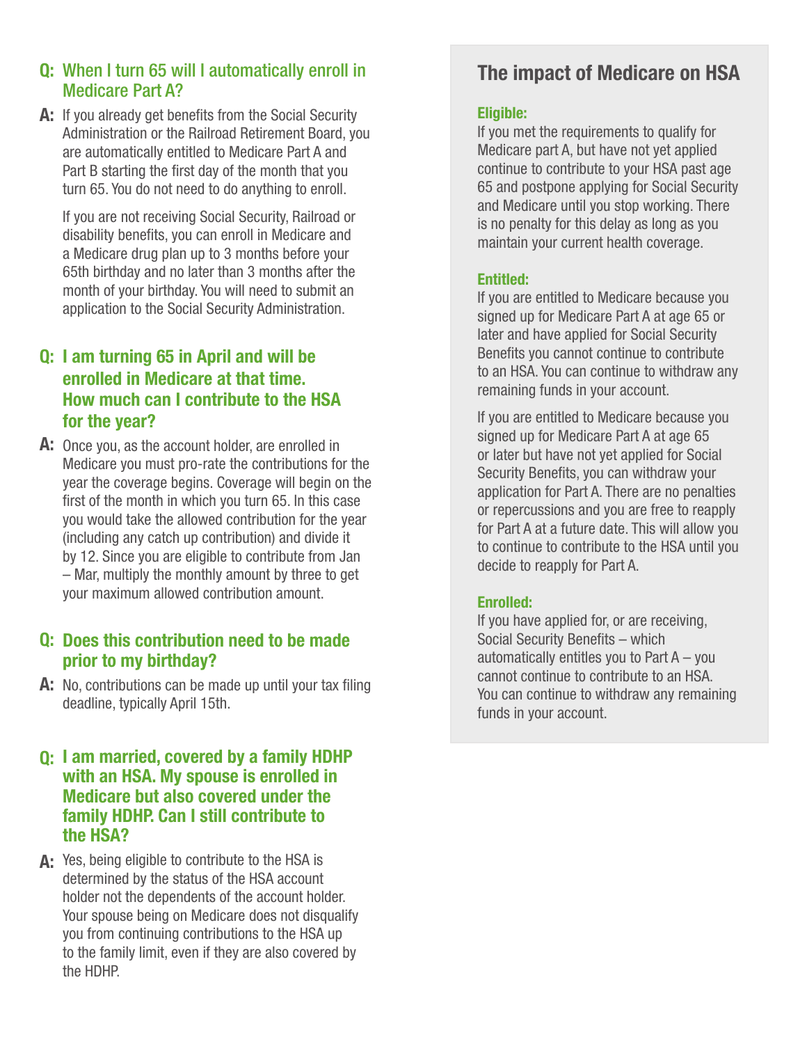**Q: When I turn 65 will I automatically enroll in Medicare Part A?**

**A:** If you already get benefits from the Social Security Administration or the Railroad Retirement Board, you are automatically entitled to Medicare Part A and Part B starting the first day of the month that you turn 65. You do not need to do anything to enroll.

If you are not receiving Social Security, Railroad or disability benefits, you can enroll in Medicare and a Medicare drug plan up to 3 months before your 65th birthday and no later than 3 months after the month of your birthday. You will need to submit an application to the Social Security Administration.

**Q: I am turning 65 in April and will be enrolled in Medicare at that time. How much can I contribute to the HSA for the year?**

**A:** Once you, as the account holder, are enrolled in Medicare you must pro-rate the contributions for the year the coverage begins. Coverage will begin on the first of the month in which you turn 65. In this case you would take the allowed contribution for the year (including any catch up contribution) and divide it by 12. Since you are eligible to contribute from Jan – Mar, multiply the monthly amount by three to get your maximum allowed contribution amount.

**Q: Does this contribution need to be made prior to my birthday?**

**A:** No, contributions can be made up until your tax filing deadline, typically April 15th.

**Q: I am married, covered by a family HDHP with an HSA. My spouse is enrolled in Medicare but also covered under the family HDHP. Can I still contribute to the HSA?**

**A:** Yes, being eligible to contribute to the HSA is determined by the status of the HSA account holder not the dependents of the account holder. Your spouse being on Medicare does not disqualify you from continuing contributions to the HSA up to the family limit, even if they are also covered by the HDHP.

## The impact of Medicare on HSA

**Eligible:**

If you met the requirements to qualify for Medicare part A, but have not yet applied continue to contribute to your HSA past age 65 and postpone applying for Social Security and Medicare until you stop working. There is no penalty for this delay as long as you maintain your current health coverage.

**Entitled:**

If you are entitled to Medicare because you signed up for Medicare Part A at age 65 or later and have applied for Social Security Benefits you cannot continue to contribute to an HSA. You can continue to withdraw any remaining funds in your account.

If you are entitled to Medicare because you signed up for Medicare Part A at age 65 or later but have not yet applied for Social Security Benefits, you can withdraw your application for Part A. There are no penalties or repercussions and you are free to reapply for Part A at a future date. This will allow you to continue to contribute to the HSA until you decide to reapply for Part A.

**Enrolled:**

If you have applied for, or are receiving, Social Security Benefits – which automatically entitles you to Part A – you cannot continue to contribute to an HSA. You can continue to withdraw any remaining funds in your account.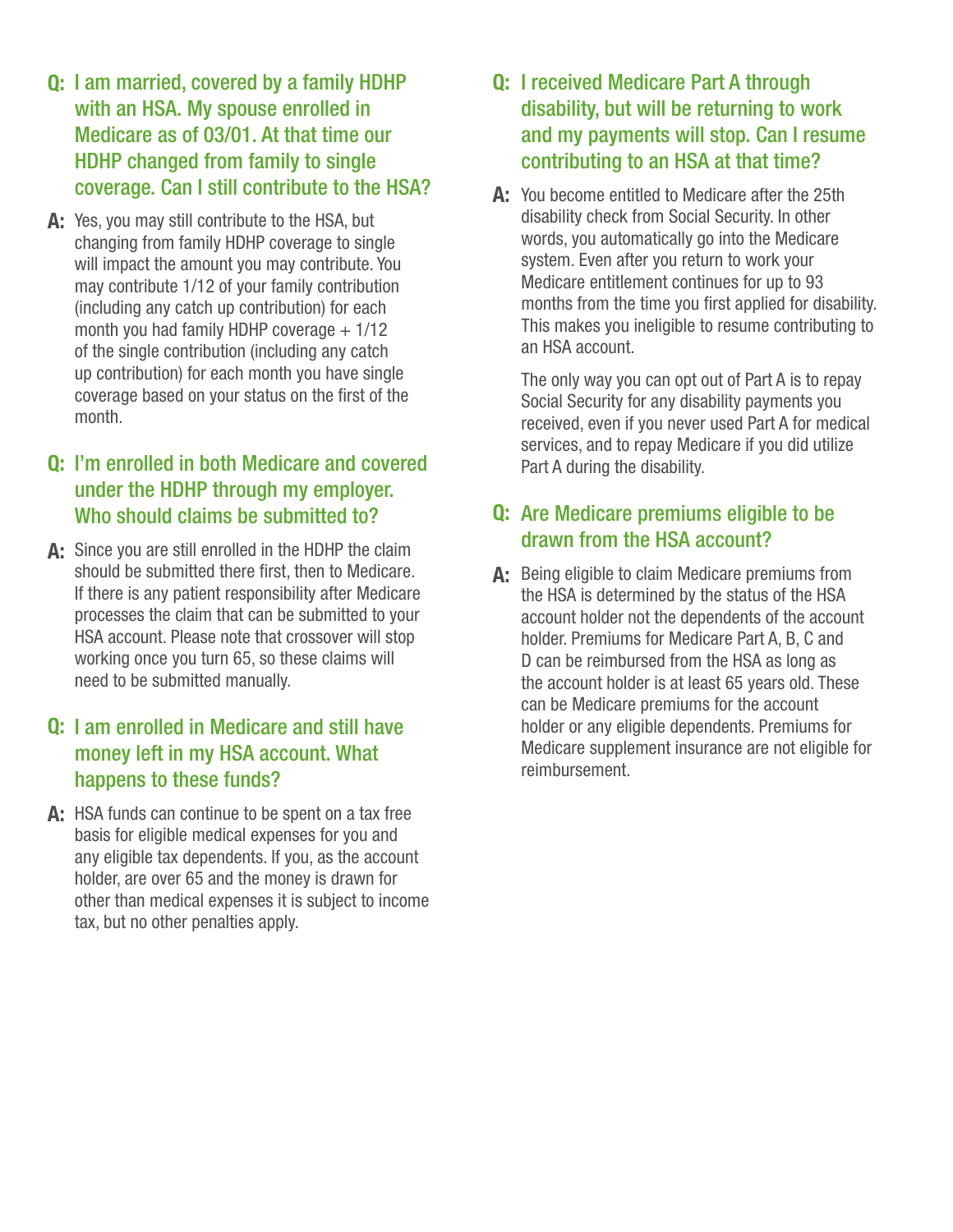**Q: I am married, covered by a family HDHP with an HSA. My spouse enrolled in Medicare as of 03/01. At that time our HDHP changed from family to single coverage. Can I still contribute to the HSA?**

**A:** Yes, you may still contribute to the HSA, but changing from family HDHP coverage to single will impact the amount you may contribute. You may contribute 1/12 of your family contribution (including any catch up contribution) for each month you had family HDHP coverage + 1/12 of the single contribution (including any catch up contribution) for each month you have single coverage based on your status on the first of the month.

**Q: I'm enrolled in both Medicare and covered under the HDHP through my employer. Who should claims be submitted to?**

**A:** Since you are still enrolled in the HDHP the claim should be submitted there first, then to Medicare. If there is any patient responsibility after Medicare processes the claim that can be submitted to your HSA account. Please note that crossover will stop working once you turn 65, so these claims will need to be submitted manually.

**Q: I am enrolled in Medicare and still have money left in my HSA account. What happens to these funds?**

**A:** HSA funds can continue to be spent on a tax free basis for eligible medical expenses for you and any eligible tax dependents. If you, as the account holder, are over 65 and the money is drawn for other than medical expenses it is subject to income tax, but no other penalties apply.

**Q: I received Medicare Part A through disability, but will be returning to work and my payments will stop. Can I resume contributing to an HSA at that time?**

**A:** You become entitled to Medicare after the 25th disability check from Social Security. In other words, you automatically go into the Medicare system. Even after you return to work your Medicare entitlement continues for up to 93 months from the time you first applied for disability. This makes you ineligible to resume contributing to an HSA account.

The only way you can opt out of Part A is to repay Social Security for any disability payments you received, even if you never used Part A for medical services, and to repay Medicare if you did utilize Part A during the disability.

**Q: Are Medicare premiums eligible to be drawn from the HSA account?**

**A:** Being eligible to claim Medicare premiums from the HSA is determined by the status of the HSA account holder not the dependents of the account holder. Premiums for Medicare Part A, B, C and D can be reimbursed from the HSA as long as the account holder is at least 65 years old. These can be Medicare premiums for the account holder or any eligible dependents. Premiums for Medicare supplement insurance are not eligible for reimbursement.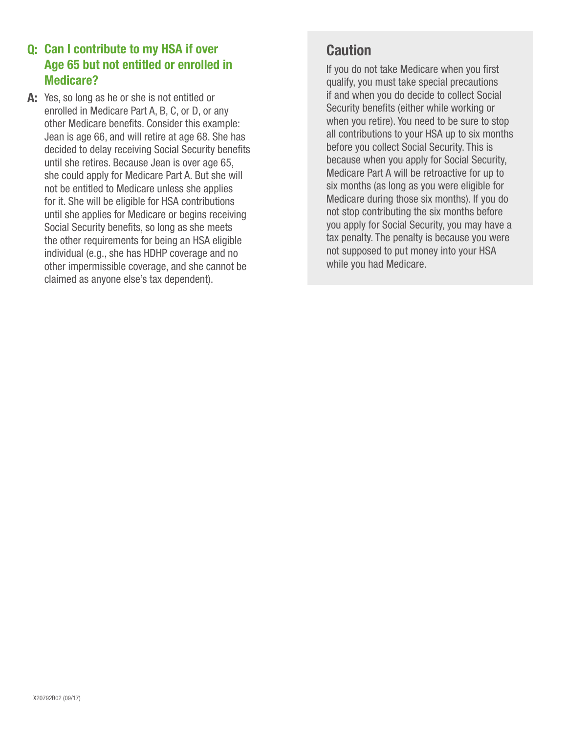**Q: Can I contribute to my HSA if over Age 65 but not entitled or enrolled in Medicare?**

**A:** Yes, so long as he or she is not entitled or enrolled in Medicare Part A, B, C, or D, or any other Medicare benefits. Consider this example: Jean is age 66, and will retire at age 68. She has decided to delay receiving Social Security benefits until she retires. Because Jean is over age 65, she could apply for Medicare Part A. But she will not be entitled to Medicare unless she applies for it. She will be eligible for HSA contributions until she applies for Medicare or begins receiving Social Security benefits, so long as she meets the other requirements for being an HSA eligible individual (e.g., she has HDHP coverage and no other impermissible coverage, and she cannot be claimed as anyone else's tax dependent).

## Caution

If you do not take Medicare when you first qualify, you must take special precautions if and when you do decide to collect Social Security benefits (either while working or when you retire). You need to be sure to stop all contributions to your HSA up to six months before you collect Social Security. This is because when you apply for Social Security, Medicare Part A will be retroactive for up to six months (as long as you were eligible for Medicare during those six months). If you do not stop contributing the six months before you apply for Social Security, you may have a tax penalty. The penalty is because you were not supposed to put money into your HSA while you had Medicare.

X20792R02 (09/17)